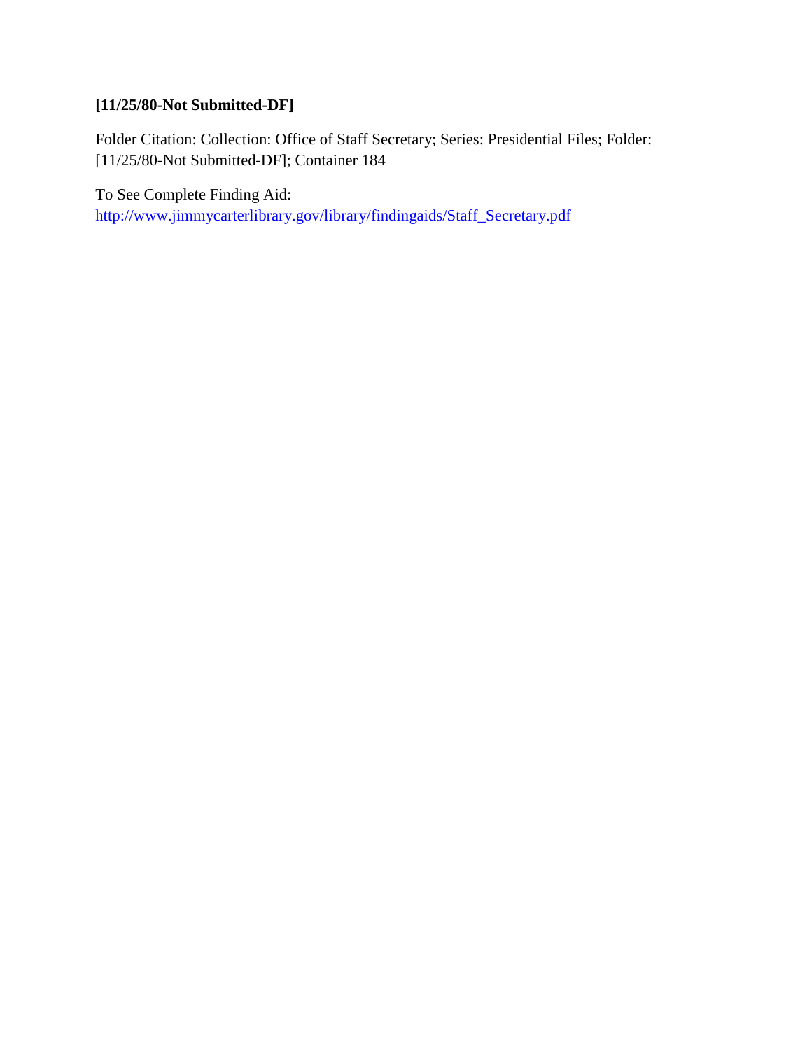**[11/25/80-Not Submitted-DF]**

Folder Citation: Collection: Office of Staff Secretary; Series: Presidential Files; Folder: [11/25/80-Not Submitted-DF]; Container 184

To See Complete Finding Aid:
http://www.jimmycarterlibrary.gov/library/findingaids/Staff_Secretary.pdf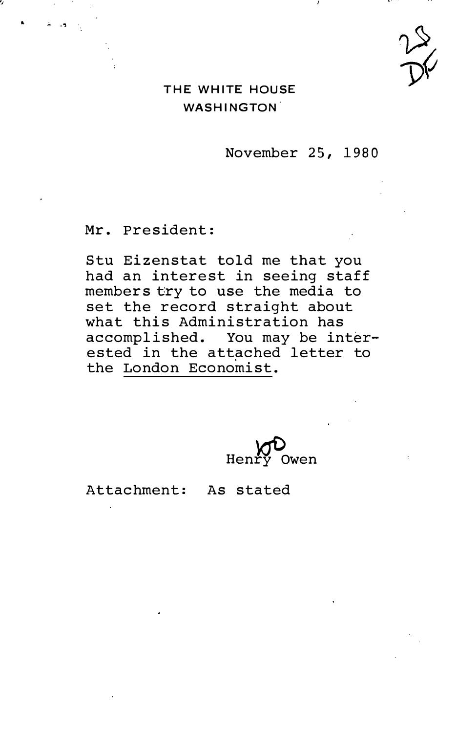THE WHITE HOUSE
WASHINGTON

November 25, 1980

Mr. President:

Stu Eizenstat told me that you had an interest in seeing staff members try to use the media to set the record straight about what this Administration has accomplished. You may be interested in the attached letter to the London Economist.

Henry Owen

Attachment: As stated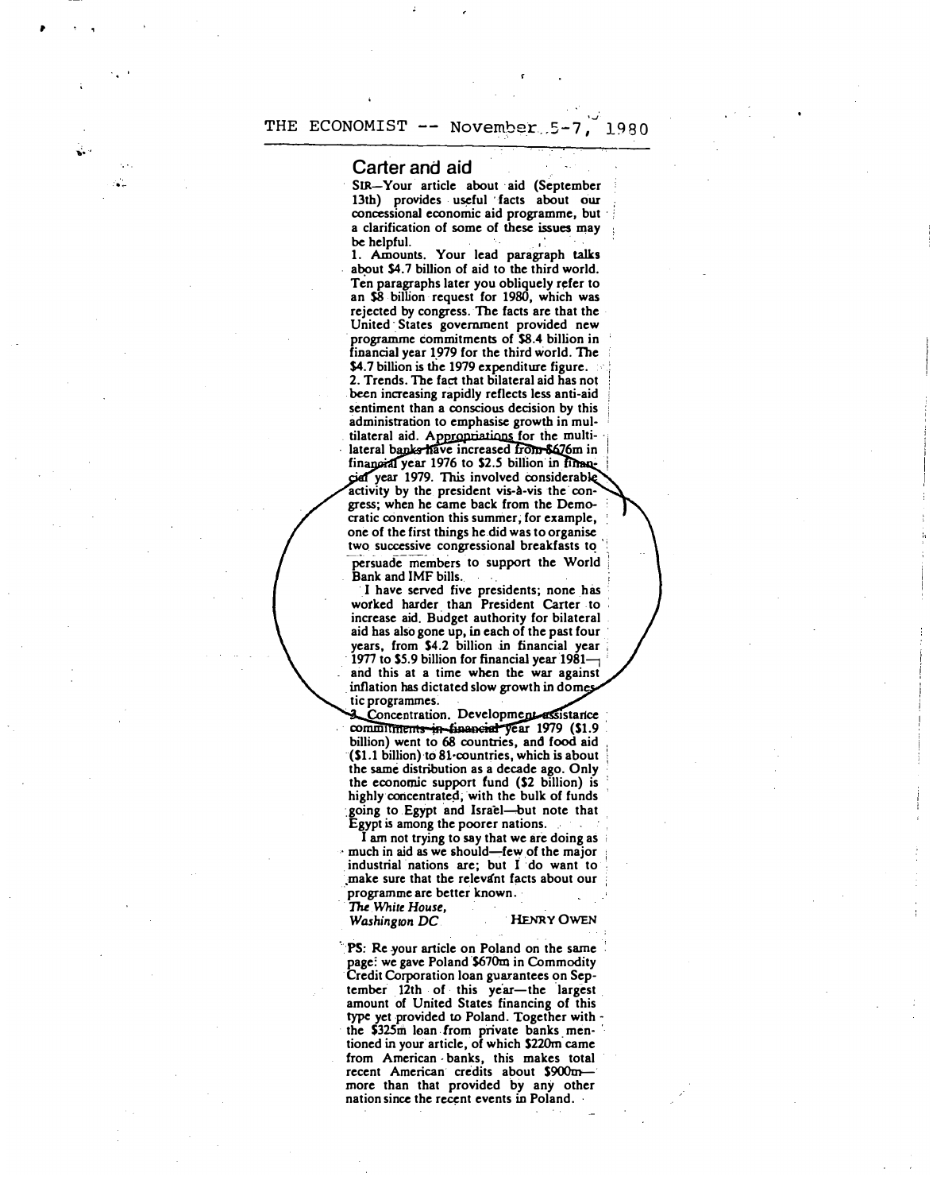THE ECONOMIST -- November 5-7, 1980

## Carter and aid

SIR—Your article about aid (September 13th) provides useful facts about our concessional economic aid programme, but a clarification of some of these issues may be helpful.

1. Amounts. Your lead paragraph talks about $4.7 billion of aid to the third world. Ten paragraphs later you obliquely refer to an $8 billion request for 1980, which was rejected by congress. The facts are that the United States government provided new programme commitments of $8.4 billion in financial year 1979 for the third world. The $4.7 billion is the 1979 expenditure figure.

2. Trends. The fact that bilateral aid has not been increasing rapidly reflects less anti-aid sentiment than a conscious decision by this administration to emphasise growth in multilateral aid. Appropriations for the multilateral banks have increased from $676m in financial year 1976 to $2.5 billion in financial year 1979. This involved considerable activity by the president vis-à-vis the congress; when he came back from the Democratic convention this summer, for example, one of the first things he did was to organise two successive congressional breakfasts to persuade members to support the World Bank and IMF bills.

I have served five presidents; none has worked harder than President Carter to increase aid. Budget authority for bilateral aid has also gone up, in each of the past four years, from $4.2 billion in financial year 1977 to $5.9 billion for financial year 1981—and this at a time when the war against inflation has dictated slow growth in domestic programmes.

3. Concentration. Development assistance commitments in financial year 1979 ($1.9 billion) went to 68 countries, and food aid ($1.1 billion) to 81 countries, which is about the same distribution as a decade ago. Only the economic support fund ($2 billion) is highly concentrated, with the bulk of funds going to Egypt and Israel—but note that Egypt is among the poorer nations.

I am not trying to say that we are doing as much in aid as we should—few of the major industrial nations are; but I do want to make sure that the relevant facts about our programme are better known.

*The White House,*
*Washington DC* HENRY OWEN

PS: Re your article on Poland on the same page: we gave Poland $670m in Commodity Credit Corporation loan guarantees on September 12th of this year—the largest amount of United States financing of this type yet provided to Poland. Together with the $325m loan from private banks mentioned in your article, of which $220m came from American banks, this makes total recent American credits about $900m—more than that provided by any other nation since the recent events in Poland.